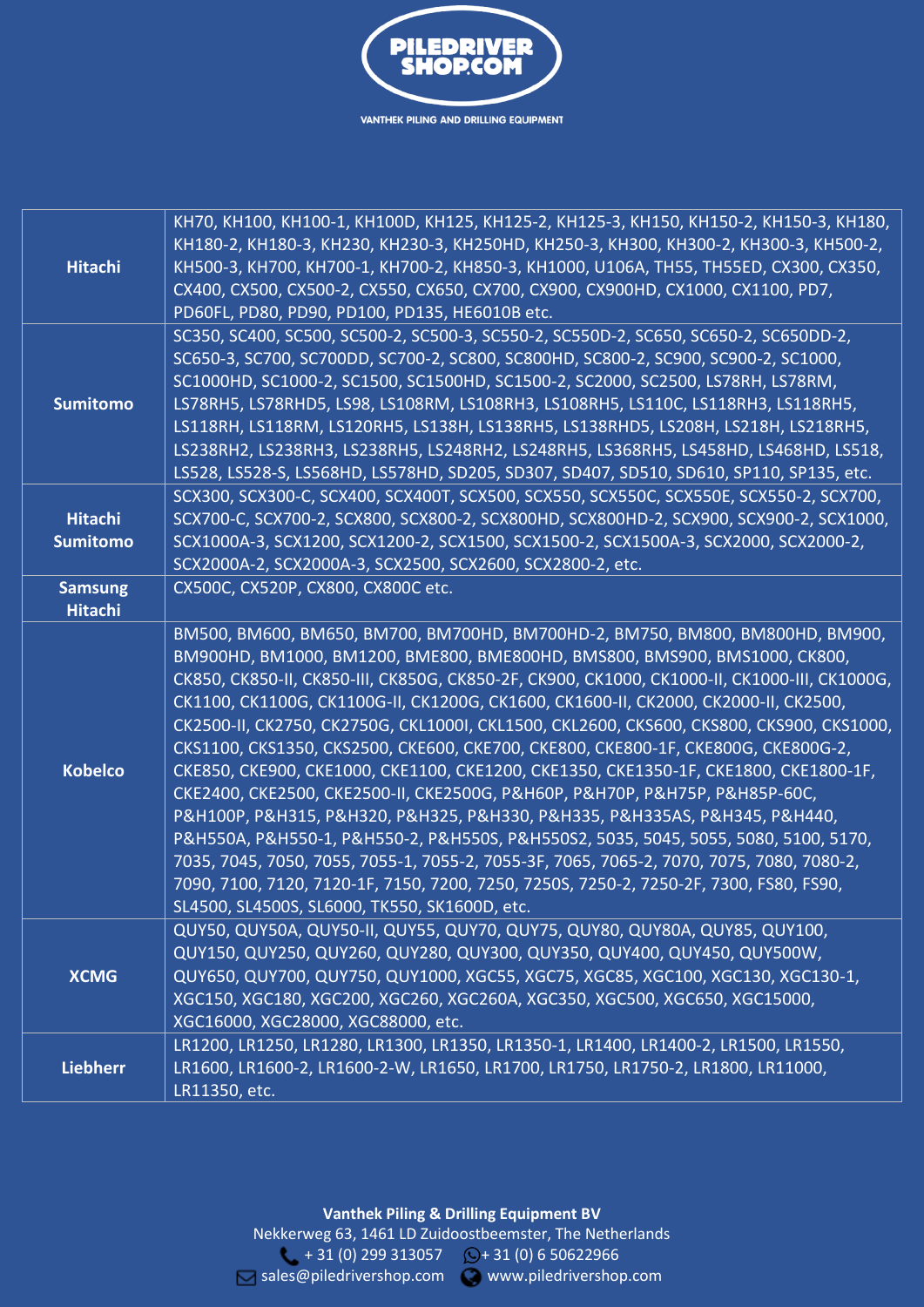**PILEDRIVER SHOP.COM**

VANTHEK PILING AND DRILLING EQUIPMENT

| | |
|---|---|
| **Hitachi** | KH70, KH100, KH100-1, KH100D, KH125, KH125-2, KH125-3, KH150, KH150-2, KH150-3, KH180, KH180-2, KH180-3, KH230, KH230-3, KH250HD, KH250-3, KH300, KH300-2, KH300-3, KH500-2, KH500-3, KH700, KH700-1, KH700-2, KH850-3, KH1000, U106A, TH55, TH55ED, CX300, CX350, CX400, CX500, CX500-2, CX550, CX650, CX700, CX900, CX900HD, CX1000, CX1100, PD7, PD60FL, PD80, PD90, PD100, PD135, HE6010B etc. |
| **Sumitomo** | SC350, SC400, SC500, SC500-2, SC500-3, SC550-2, SC550D-2, SC650, SC650-2, SC650DD-2, SC650-3, SC700, SC700DD, SC700-2, SC800, SC800HD, SC800-2, SC900, SC900-2, SC1000, SC1000HD, SC1000-2, SC1500, SC1500HD, SC1500-2, SC2000, SC2500, LS78RH, LS78RM, LS78RH5, LS78RHD5, LS98, LS108RM, LS108RH3, LS108RH5, LS110C, LS118RH3, LS118RH5, LS118RH, LS118RM, LS120RH5, LS138H, LS138RH5, LS138RHD5, LS208H, LS218H, LS218RH5, LS238RH2, LS238RH3, LS238RH5, LS248RH2, LS248RH5, LS368RH5, LS458HD, LS468HD, LS518, LS528, LS528-S, LS568HD, LS578HD, SD205, SD307, SD407, SD510, SD610, SP110, SP135, etc. |
| **Hitachi Sumitomo** | SCX300, SCX300-C, SCX400, SCX400T, SCX500, SCX550, SCX550C, SCX550E, SCX550-2, SCX700, SCX700-C, SCX700-2, SCX800, SCX800-2, SCX800HD, SCX800HD-2, SCX900, SCX900-2, SCX1000, SCX1000A-3, SCX1200, SCX1200-2, SCX1500, SCX1500-2, SCX1500A-3, SCX2000, SCX2000-2, SCX2000A-2, SCX2000A-3, SCX2500, SCX2600, SCX2800-2, etc. |
| **Samsung Hitachi** | CX500C, CX520P, CX800, CX800C etc. |
| **Kobelco** | BM500, BM600, BM650, BM700, BM700HD, BM700HD-2, BM750, BM800, BM800HD, BM900, BM900HD, BM1000, BM1200, BME800, BME800HD, BMS800, BMS900, BMS1000, CK800, CK850, CK850-II, CK850-III, CK850G, CK850-2F, CK900, CK1000, CK1000-II, CK1000-III, CK1000G, CK1100, CK1100G, CK1100G-II, CK1200G, CK1600, CK1600-II, CK2000, CK2000-II, CK2500, CK2500-II, CK2750, CK2750G, CKL1000I, CKL1500, CKL2600, CKS600, CKS800, CKS900, CKS1000, CKS1100, CKS1350, CKS2500, CKE600, CKE700, CKE800, CKE800-1F, CKE800G, CKE800G-2, CKE850, CKE900, CKE1000, CKE1100, CKE1200, CKE1350, CKE1350-1F, CKE1800, CKE1800-1F, CKE2400, CKE2500, CKE2500-II, CKE2500G, P&H60P, P&H70P, P&H75P, P&H85P-60C, P&H100P, P&H315, P&H320, P&H325, P&H330, P&H335, P&H335AS, P&H345, P&H440, P&H550A, P&H550-1, P&H550-2, P&H550S, P&H550S2, 5035, 5045, 5055, 5080, 5100, 5170, 7035, 7045, 7050, 7055, 7055-1, 7055-2, 7055-3F, 7065, 7065-2, 7070, 7075, 7080, 7080-2, 7090, 7100, 7120, 7120-1F, 7150, 7200, 7250, 7250S, 7250-2, 7250-2F, 7300, FS80, FS90, SL4500, SL4500S, SL6000, TK550, SK1600D, etc. |
| **XCMG** | QUY50, QUY50A, QUY50-II, QUY55, QUY70, QUY75, QUY80, QUY80A, QUY85, QUY100, QUY150, QUY250, QUY260, QUY280, QUY300, QUY350, QUY400, QUY450, QUY500W, QUY650, QUY700, QUY750, QUY1000, XGC55, XGC75, XGC85, XGC100, XGC130, XGC130-1, XGC150, XGC180, XGC200, XGC260, XGC260A, XGC350, XGC500, XGC650, XGC15000, XGC16000, XGC28000, XGC88000, etc. |
| **Liebherr** | LR1200, LR1250, LR1280, LR1300, LR1350, LR1350-1, LR1400, LR1400-2, LR1500, LR1550, LR1600, LR1600-2, LR1600-2-W, LR1650, LR1700, LR1750, LR1750-2, LR1800, LR11000, LR11350, etc. |

**Vanthek Piling & Drilling Equipment BV**
Nekkerweg 63, 1461 LD Zuidoostbeemster, The Netherlands
+ 31 (0) 299 313057  + 31 (0) 6 50622966
sales@piledrivershop.com  www.piledrivershop.com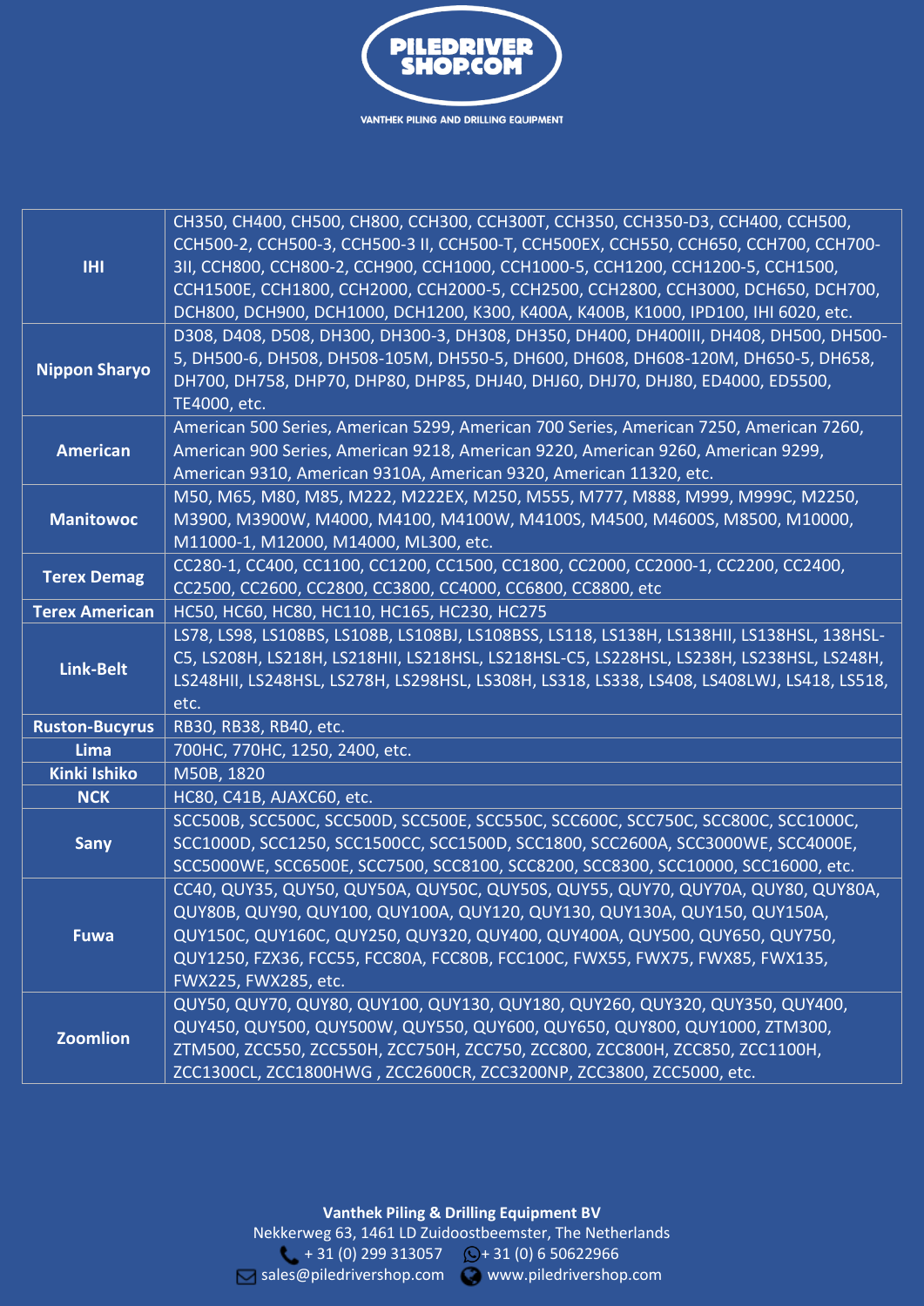PILEDRIVER SHOP.COM

VANTHEK PILING AND DRILLING EQUIPMENT

| | |
|---|---|
| **IHI** | CH350, CH400, CH500, CH800, CCH300, CCH300T, CCH350, CCH350-D3, CCH400, CCH500, CCH500-2, CCH500-3, CCH500-3 II, CCH500-T, CCH500EX, CCH550, CCH650, CCH700, CCH700-3II, CCH800, CCH800-2, CCH900, CCH1000, CCH1000-5, CCH1200, CCH1200-5, CCH1500, CCH1500E, CCH1800, CCH2000, CCH2000-5, CCH2500, CCH2800, CCH3000, DCH650, DCH700, DCH800, DCH900, DCH1000, DCH1200, K300, K400A, K400B, K1000, IPD100, IHI 6020, etc. |
| **Nippon Sharyo** | D308, D408, D508, DH300, DH300-3, DH308, DH350, DH400, DH400III, DH408, DH500, DH500-5, DH500-6, DH508, DH508-105M, DH550-5, DH600, DH608, DH608-120M, DH650-5, DH658, DH700, DH758, DHP70, DHP80, DHP85, DHJ40, DHJ60, DHJ70, DHJ80, ED4000, ED5500, TE4000, etc. |
| **American** | American 500 Series, American 5299, American 700 Series, American 7250, American 7260, American 900 Series, American 9218, American 9220, American 9260, American 9299, American 9310, American 9310A, American 9320, American 11320, etc. |
| **Manitowoc** | M50, M65, M80, M85, M222, M222EX, M250, M555, M777, M888, M999, M999C, M2250, M3900, M3900W, M4000, M4100, M4100W, M4100S, M4500, M4600S, M8500, M10000, M11000-1, M12000, M14000, ML300, etc. |
| **Terex Demag** | CC280-1, CC400, CC1100, CC1200, CC1500, CC1800, CC2000, CC2000-1, CC2200, CC2400, CC2500, CC2600, CC2800, CC3800, CC4000, CC6800, CC8800, etc |
| **Terex American** | HC50, HC60, HC80, HC110, HC165, HC230, HC275 |
| **Link-Belt** | LS78, LS98, LS108BS, LS108B, LS108BJ, LS108BSS, LS118, LS138H, LS138HII, LS138HSL, 138HSL-C5, LS208H, LS218H, LS218HII, LS218HSL, LS218HSL-C5, LS228HSL, LS238H, LS238HSL, LS248H, LS248HII, LS248HSL, LS278H, LS298HSL, LS308H, LS318, LS338, LS408, LS408LWJ, LS418, LS518, etc. |
| **Ruston-Bucyrus** | RB30, RB38, RB40, etc. |
| **Lima** | 700HC, 770HC, 1250, 2400, etc. |
| **Kinki Ishiko** | M50B, 1820 |
| **NCK** | HC80, C41B, AJAXC60, etc. |
| **Sany** | SCC500B, SCC500C, SCC500D, SCC500E, SCC550C, SCC600C, SCC750C, SCC800C, SCC1000C, SCC1000D, SCC1250, SCC1500CC, SCC1500D, SCC1800, SCC2600A, SCC3000WE, SCC4000E, SCC5000WE, SCC6500E, SCC7500, SCC8100, SCC8200, SCC8300, SCC10000, SCC16000, etc. |
| **Fuwa** | CC40, QUY35, QUY50, QUY50A, QUY50C, QUY50S, QUY55, QUY70, QUY70A, QUY80, QUY80A, QUY80B, QUY90, QUY100, QUY100A, QUY120, QUY130, QUY130A, QUY150, QUY150A, QUY150C, QUY160C, QUY250, QUY320, QUY400, QUY400A, QUY500, QUY650, QUY750, QUY1250, FZX36, FCC55, FCC80A, FCC80B, FCC100C, FWX55, FWX75, FWX85, FWX135, FWX225, FWX285, etc. |
| **Zoomlion** | QUY50, QUY70, QUY80, QUY100, QUY130, QUY180, QUY260, QUY320, QUY350, QUY400, QUY450, QUY500, QUY500W, QUY550, QUY600, QUY650, QUY800, QUY1000, ZTM300, ZTM500, ZCC550, ZCC550H, ZCC750H, ZCC750, ZCC800, ZCC800H, ZCC850, ZCC1100H, ZCC1300CL, ZCC1800HWG , ZCC2600CR, ZCC3200NP, ZCC3800, ZCC5000, etc. |

**Vanthek Piling & Drilling Equipment BV**
Nekkerweg 63, 1461 LD Zuidoostbeemster, The Netherlands
+ 31 (0) 299 313057 + 31 (0) 6 50622966
sales@piledrivershop.com www.piledrivershop.com